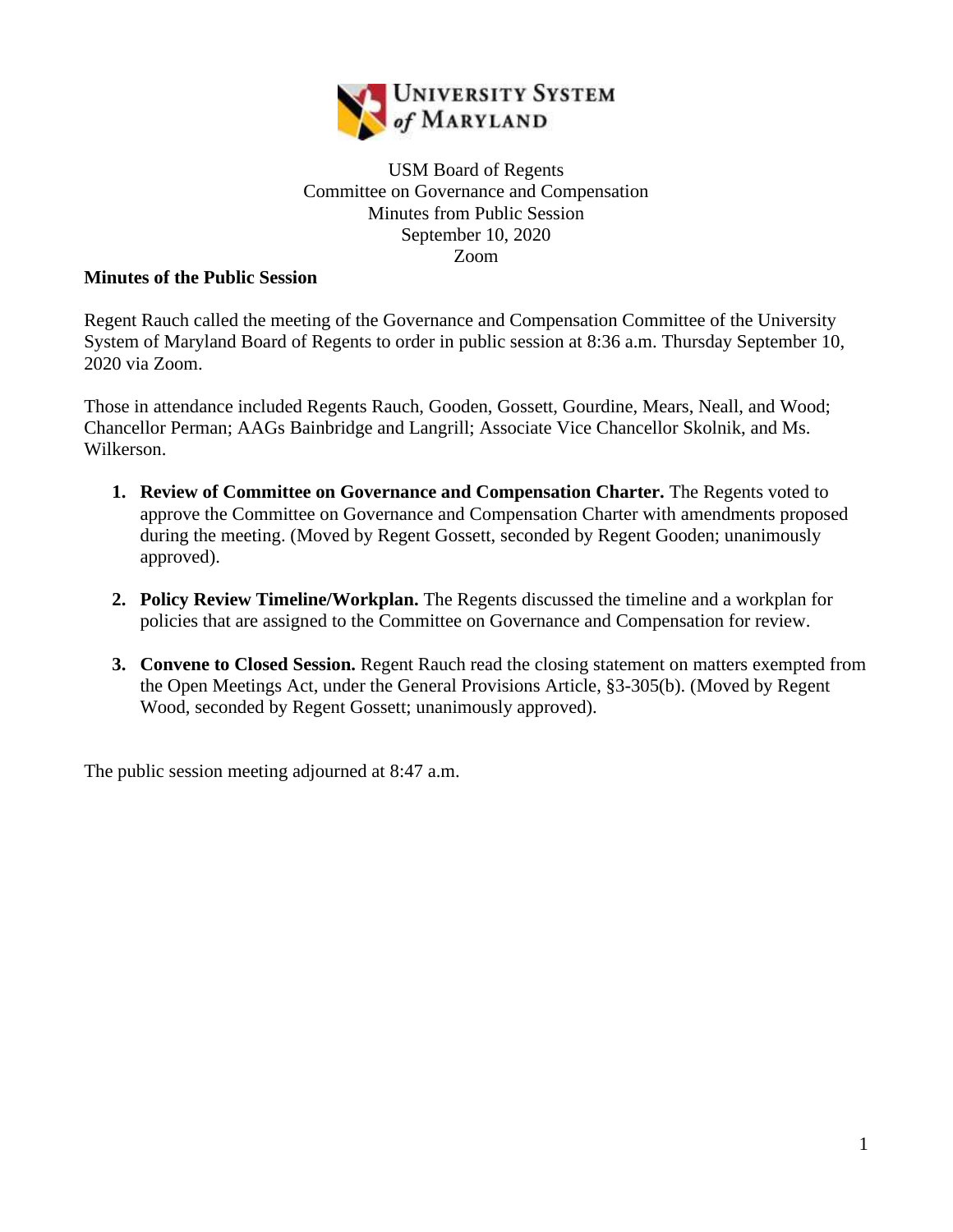USM Board of Regents
Committee on Governance and Compensation
Minutes from Public Session
September 10, 2020
Zoom

**Minutes of the Public Session**

Regent Rauch called the meeting of the Governance and Compensation Committee of the University System of Maryland Board of Regents to order in public session at 8:36 a.m. Thursday September 10, 2020 via Zoom.

Those in attendance included Regents Rauch, Gooden, Gossett, Gourdine, Mears, Neall, and Wood; Chancellor Perman; AAGs Bainbridge and Langrill; Associate Vice Chancellor Skolnik, and Ms. Wilkerson.

1. **Review of Committee on Governance and Compensation Charter.** The Regents voted to approve the Committee on Governance and Compensation Charter with amendments proposed during the meeting. (Moved by Regent Gossett, seconded by Regent Gooden; unanimously approved).

2. **Policy Review Timeline/Workplan.** The Regents discussed the timeline and a workplan for policies that are assigned to the Committee on Governance and Compensation for review.

3. **Convene to Closed Session.** Regent Rauch read the closing statement on matters exempted from the Open Meetings Act, under the General Provisions Article, §3-305(b). (Moved by Regent Wood, seconded by Regent Gossett; unanimously approved).

The public session meeting adjourned at 8:47 a.m.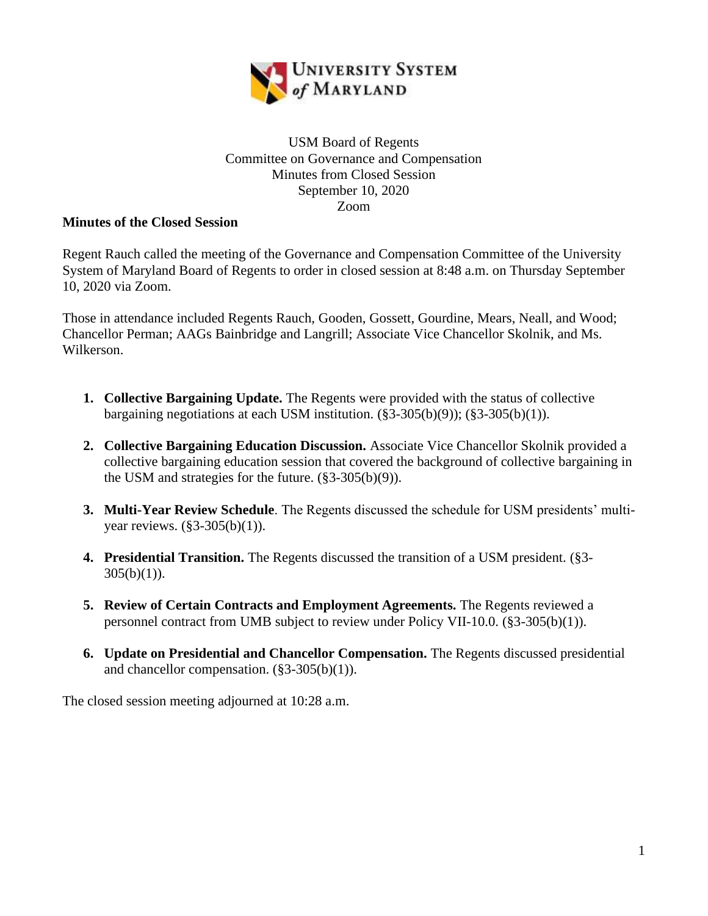USM Board of Regents
Committee on Governance and Compensation
Minutes from Closed Session
September 10, 2020
Zoom

**Minutes of the Closed Session**

Regent Rauch called the meeting of the Governance and Compensation Committee of the University System of Maryland Board of Regents to order in closed session at 8:48 a.m. on Thursday September 10, 2020 via Zoom.

Those in attendance included Regents Rauch, Gooden, Gossett, Gourdine, Mears, Neall, and Wood; Chancellor Perman; AAGs Bainbridge and Langrill; Associate Vice Chancellor Skolnik, and Ms. Wilkerson.

1. **Collective Bargaining Update.** The Regents were provided with the status of collective bargaining negotiations at each USM institution. (§3-305(b)(9)); (§3-305(b)(1)).
2. **Collective Bargaining Education Discussion.** Associate Vice Chancellor Skolnik provided a collective bargaining education session that covered the background of collective bargaining in the USM and strategies for the future. (§3-305(b)(9)).
3. **Multi-Year Review Schedule**. The Regents discussed the schedule for USM presidents' multi-year reviews. (§3-305(b)(1)).
4. **Presidential Transition.** The Regents discussed the transition of a USM president. (§3-305(b)(1)).
5. **Review of Certain Contracts and Employment Agreements.** The Regents reviewed a personnel contract from UMB subject to review under Policy VII-10.0. (§3-305(b)(1)).
6. **Update on Presidential and Chancellor Compensation.** The Regents discussed presidential and chancellor compensation. (§3-305(b)(1)).

The closed session meeting adjourned at 10:28 a.m.